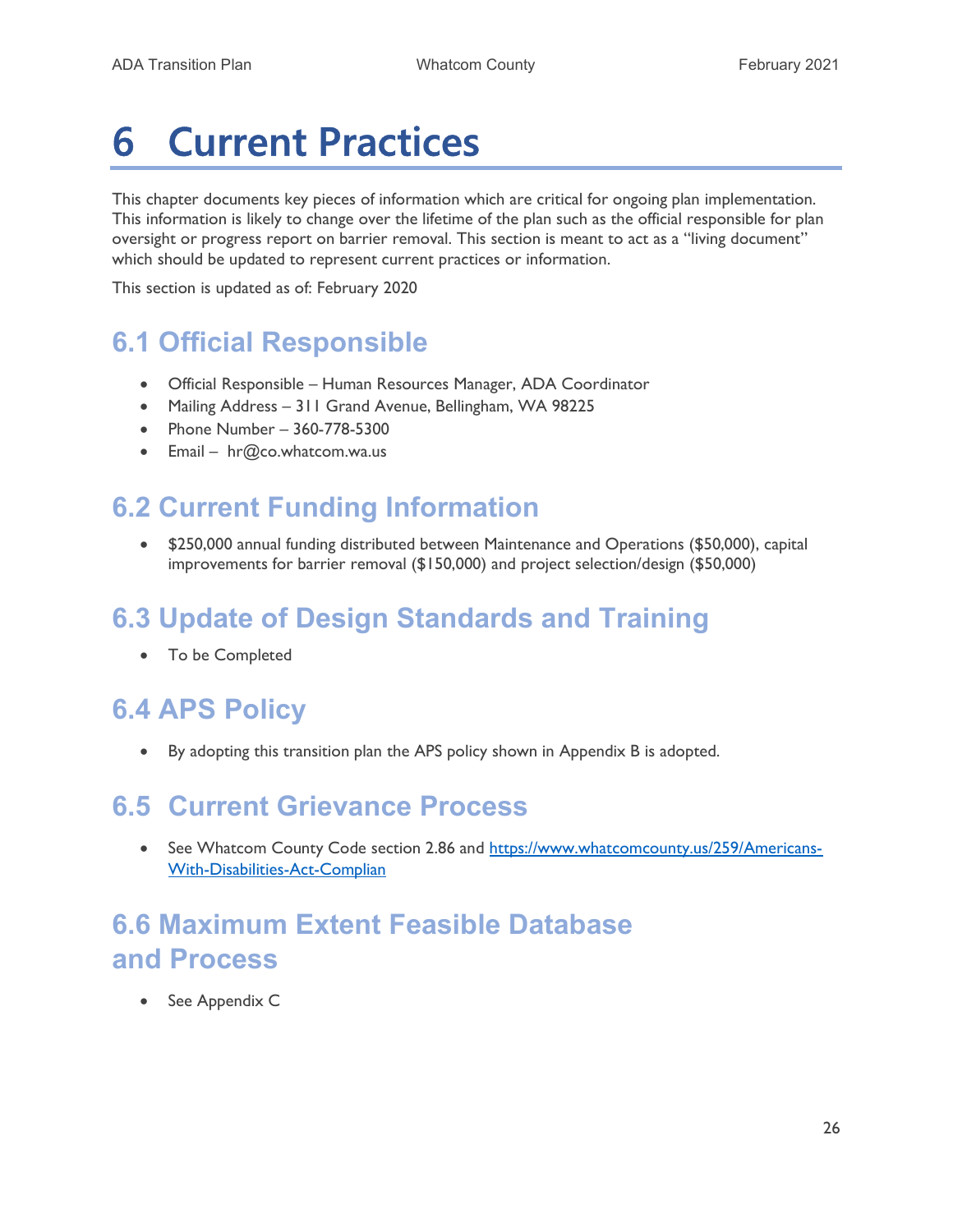# 6 Current Practices

This chapter documents key pieces of information which are critical for ongoing plan implementation. This information is likely to change over the lifetime of the plan such as the official responsible for plan oversight or progress report on barrier removal. This section is meant to act as a "living document" which should be updated to represent current practices or information.

This section is updated as of: February 2020

## 6.1 Official Responsible

- Official Responsible – Human Resources Manager, ADA Coordinator
- Mailing Address – 311 Grand Avenue, Bellingham, WA 98225
- Phone Number – 360-778-5300
- Email – hr@co.whatcom.wa.us

## 6.2 Current Funding Information

- $250,000 annual funding distributed between Maintenance and Operations ($50,000), capital improvements for barrier removal ($150,000) and project selection/design ($50,000)

## 6.3 Update of Design Standards and Training

- To be Completed

## 6.4 APS Policy

- By adopting this transition plan the APS policy shown in Appendix B is adopted.

## 6.5 Current Grievance Process

- See Whatcom County Code section 2.86 and [https://www.whatcomcounty.us/259/Americans-With-Disabilities-Act-Complian](https://www.whatcomcounty.us/259/Americans-With-Disabilities-Act-Complian)

## 6.6 Maximum Extent Feasible Database and Process

- See Appendix C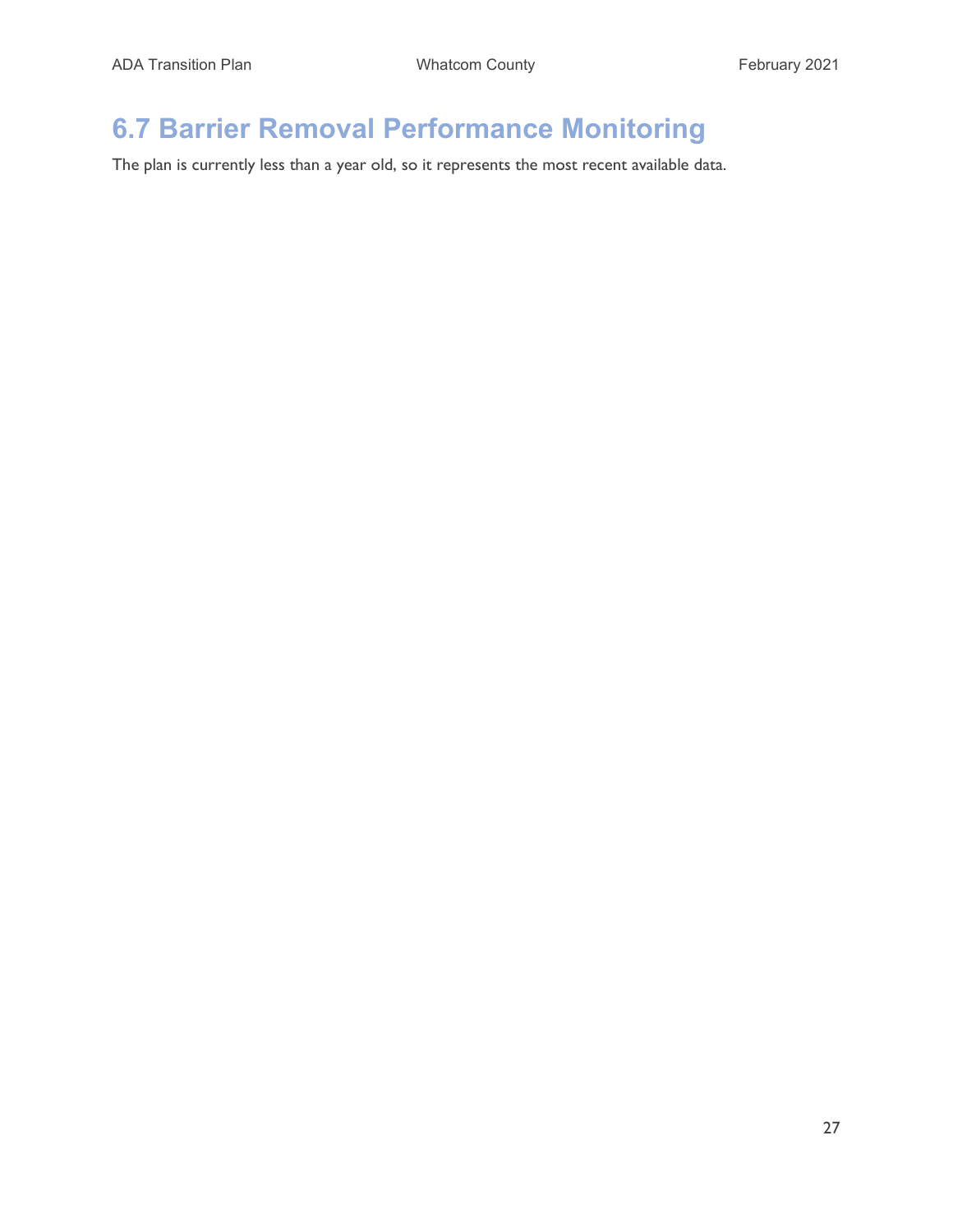## 6.7 Barrier Removal Performance Monitoring

The plan is currently less than a year old, so it represents the most recent available data.